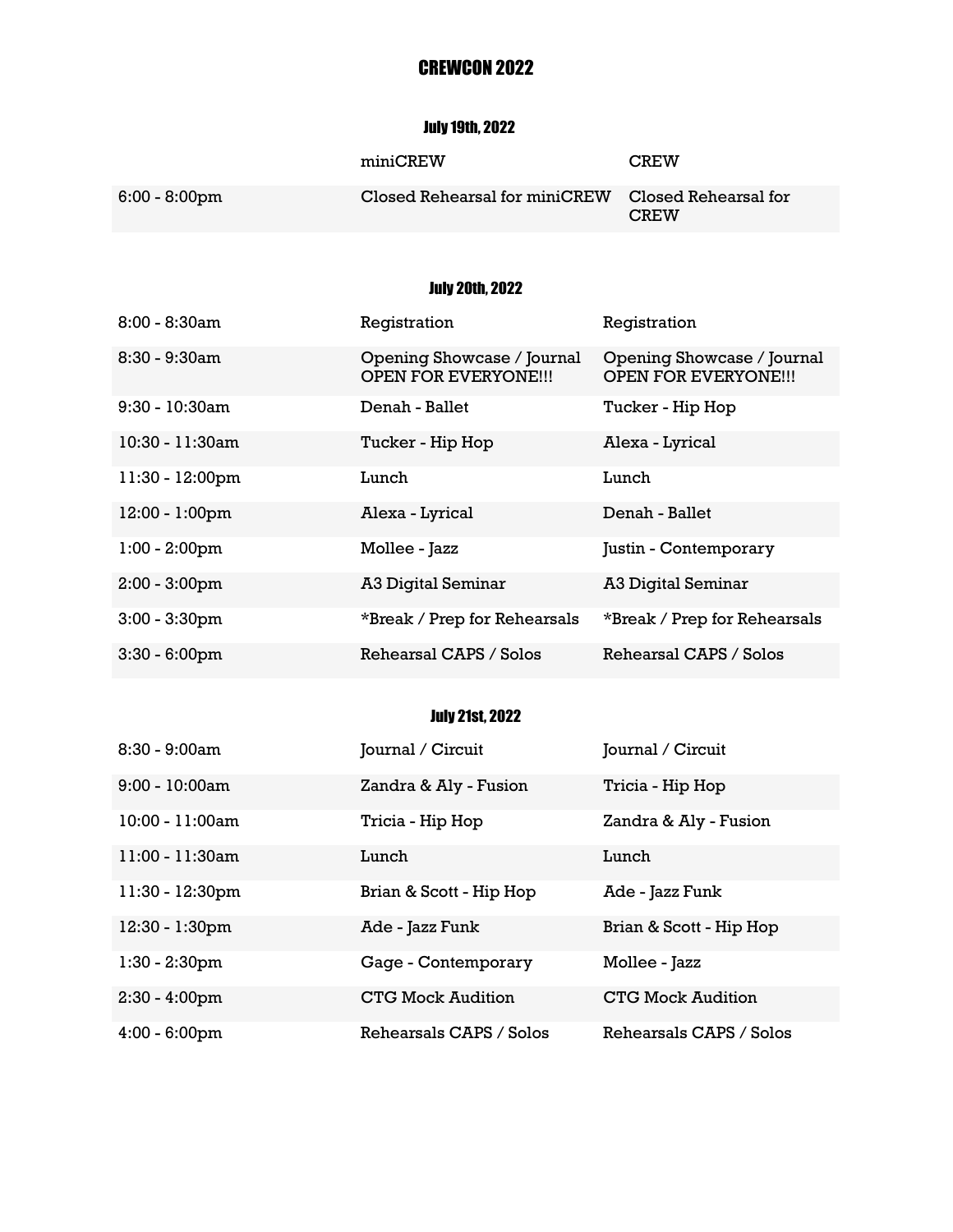# CREWCON 2022

## July 19th, 2022

| | miniCREW | CREW |
|---|---|---|
| 6:00 - 8:00pm | Closed Rehearsal for miniCREW | Closed Rehearsal for CREW |

## July 20th, 2022

| | | |
|---|---|---|
| 8:00 - 8:30am | Registration | Registration |
| 8:30 - 9:30am | Opening Showcase / Journal OPEN FOR EVERYONE!!! | Opening Showcase / Journal OPEN FOR EVERYONE!!! |
| 9:30 - 10:30am | Denah - Ballet | Tucker - Hip Hop |
| 10:30 - 11:30am | Tucker - Hip Hop | Alexa - Lyrical |
| 11:30 - 12:00pm | Lunch | Lunch |
| 12:00 - 1:00pm | Alexa - Lyrical | Denah - Ballet |
| 1:00 - 2:00pm | Mollee - Jazz | Justin - Contemporary |
| 2:00 - 3:00pm | A3 Digital Seminar | A3 Digital Seminar |
| 3:00 - 3:30pm | *Break / Prep for Rehearsals | *Break / Prep for Rehearsals |
| 3:30 - 6:00pm | Rehearsal CAPS / Solos | Rehearsal CAPS / Solos |

## July 21st, 2022

| | | |
|---|---|---|
| 8:30 - 9:00am | Journal / Circuit | Journal / Circuit |
| 9:00 - 10:00am | Zandra & Aly - Fusion | Tricia - Hip Hop |
| 10:00 - 11:00am | Tricia - Hip Hop | Zandra & Aly - Fusion |
| 11:00 - 11:30am | Lunch | Lunch |
| 11:30 - 12:30pm | Brian & Scott - Hip Hop | Ade - Jazz Funk |
| 12:30 - 1:30pm | Ade - Jazz Funk | Brian & Scott - Hip Hop |
| 1:30 - 2:30pm | Gage - Contemporary | Mollee - Jazz |
| 2:30 - 4:00pm | CTG Mock Audition | CTG Mock Audition |
| 4:00 - 6:00pm | Rehearsals CAPS / Solos | Rehearsals CAPS / Solos |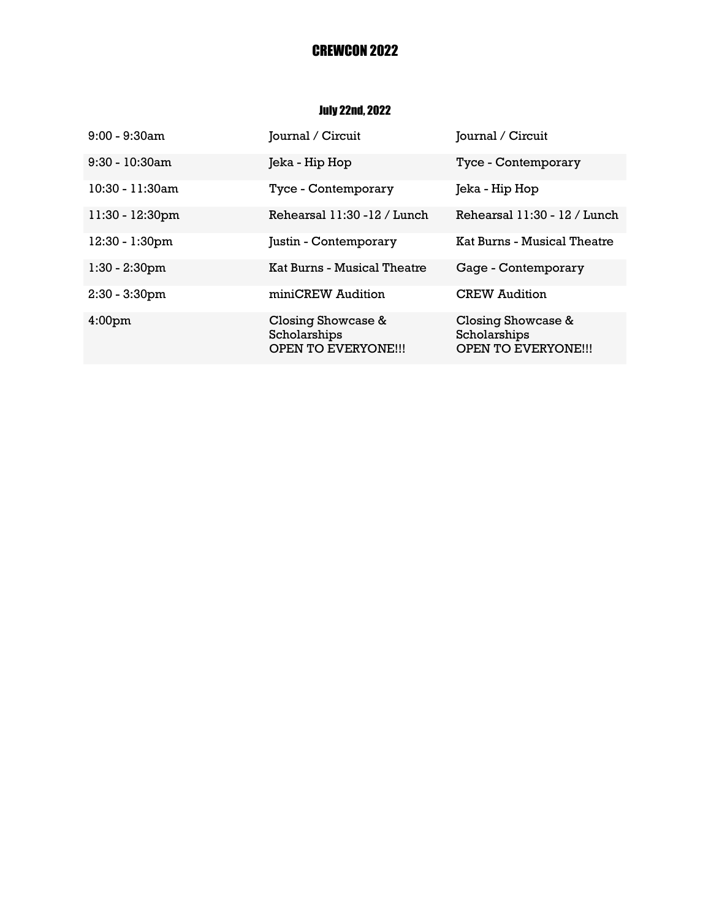# CREWCON 2022

## July 22nd, 2022

| | | |
|---|---|---|
| 9:00 - 9:30am | Journal / Circuit | Journal / Circuit |
| 9:30 - 10:30am | Jeka - Hip Hop | Tyce - Contemporary |
| 10:30 - 11:30am | Tyce - Contemporary | Jeka - Hip Hop |
| 11:30 - 12:30pm | Rehearsal 11:30 -12 / Lunch | Rehearsal 11:30 - 12 / Lunch |
| 12:30 - 1:30pm | Justin - Contemporary | Kat Burns - Musical Theatre |
| 1:30 - 2:30pm | Kat Burns - Musical Theatre | Gage - Contemporary |
| 2:30 - 3:30pm | miniCREW Audition | CREW Audition |
| 4:00pm | Closing Showcase & Scholarships OPEN TO EVERYONE!!! | Closing Showcase & Scholarships OPEN TO EVERYONE!!! |